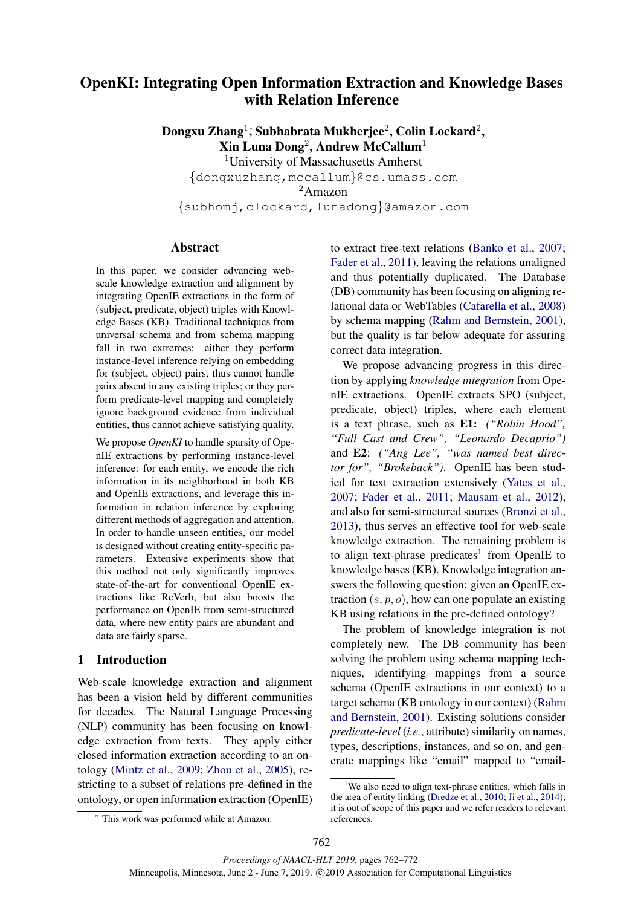# OpenKI: Integrating Open Information Extraction and Knowledge Bases with Relation Inference

**Dongxu Zhang**[1]*, **Subhabrata Mukherjee**[2], **Colin Lockard**[2], **Xin Luna Dong**[2], **Andrew McCallum**[1]

[1]University of Massachusetts Amherst
{dongxuzhang,mccallum}@cs.umass.com
[2]Amazon
{subhomj,clockard,lunadong}@amazon.com

## Abstract

In this paper, we consider advancing web-scale knowledge extraction and alignment by integrating OpenIE extractions in the form of (subject, predicate, object) triples with Knowledge Bases (KB). Traditional techniques from universal schema and from schema mapping fall in two extremes: either they perform instance-level inference relying on embedding for (subject, object) pairs, thus cannot handle pairs absent in any existing triples; or they perform predicate-level mapping and completely ignore background evidence from individual entities, thus cannot achieve satisfying quality.

We propose *OpenKI* to handle sparsity of OpenIE extractions by performing instance-level inference: for each entity, we encode the rich information in its neighborhood in both KB and OpenIE extractions, and leverage this information in relation inference by exploring different methods of aggregation and attention. In order to handle unseen entities, our model is designed without creating entity-specific parameters. Extensive experiments show that this method not only significantly improves state-of-the-art for conventional OpenIE extractions like ReVerb, but also boosts the performance on OpenIE from semi-structured data, where new entity pairs are abundant and data are fairly sparse.

## 1 Introduction

Web-scale knowledge extraction and alignment has been a vision held by different communities for decades. The Natural Language Processing (NLP) community has been focusing on knowledge extraction from texts. They apply either closed information extraction according to an ontology (Mintz et al., 2009; Zhou et al., 2005), restricting to a subset of relations pre-defined in the ontology, or open information extraction (OpenIE) to extract free-text relations (Banko et al., 2007; Fader et al., 2011), leaving the relations unaligned and thus potentially duplicated. The Database (DB) community has been focusing on aligning relational data or WebTables (Cafarella et al., 2008) by schema mapping (Rahm and Bernstein, 2001), but the quality is far below adequate for assuring correct data integration.

We propose advancing progress in this direction by applying *knowledge integration* from OpenIE extractions. OpenIE extracts SPO (subject, predicate, object) triples, where each element is a text phrase, such as **E1:** *("Robin Hood", "Full Cast and Crew", "Leonardo Decaprio")* and **E2**: *("Ang Lee", "was named best director for", "Brokeback")*. OpenIE has been studied for text extraction extensively (Yates et al., 2007; Fader et al., 2011; Mausam et al., 2012), and also for semi-structured sources (Bronzi et al., 2013), thus serves an effective tool for web-scale knowledge extraction. The remaining problem is to align text-phrase predicates[1] from OpenIE to knowledge bases (KB). Knowledge integration answers the following question: given an OpenIE extraction $(s, p, o)$, how can one populate an existing KB using relations in the pre-defined ontology?

The problem of knowledge integration is not completely new. The DB community has been solving the problem using schema mapping techniques, identifying mappings from a source schema (OpenIE extractions in our context) to a target schema (KB ontology in our context) (Rahm and Bernstein, 2001). Existing solutions consider *predicate-level* (*i.e.*, attribute) similarity on names, types, descriptions, instances, and so on, and generate mappings like "email" mapped to "email-

[1]We also need to align text-phrase entities, which falls in the area of entity linking (Dredze et al., 2010; Ji et al., 2014); it is out of scope of this paper and we refer readers to relevant references.

* This work was performed while at Amazon.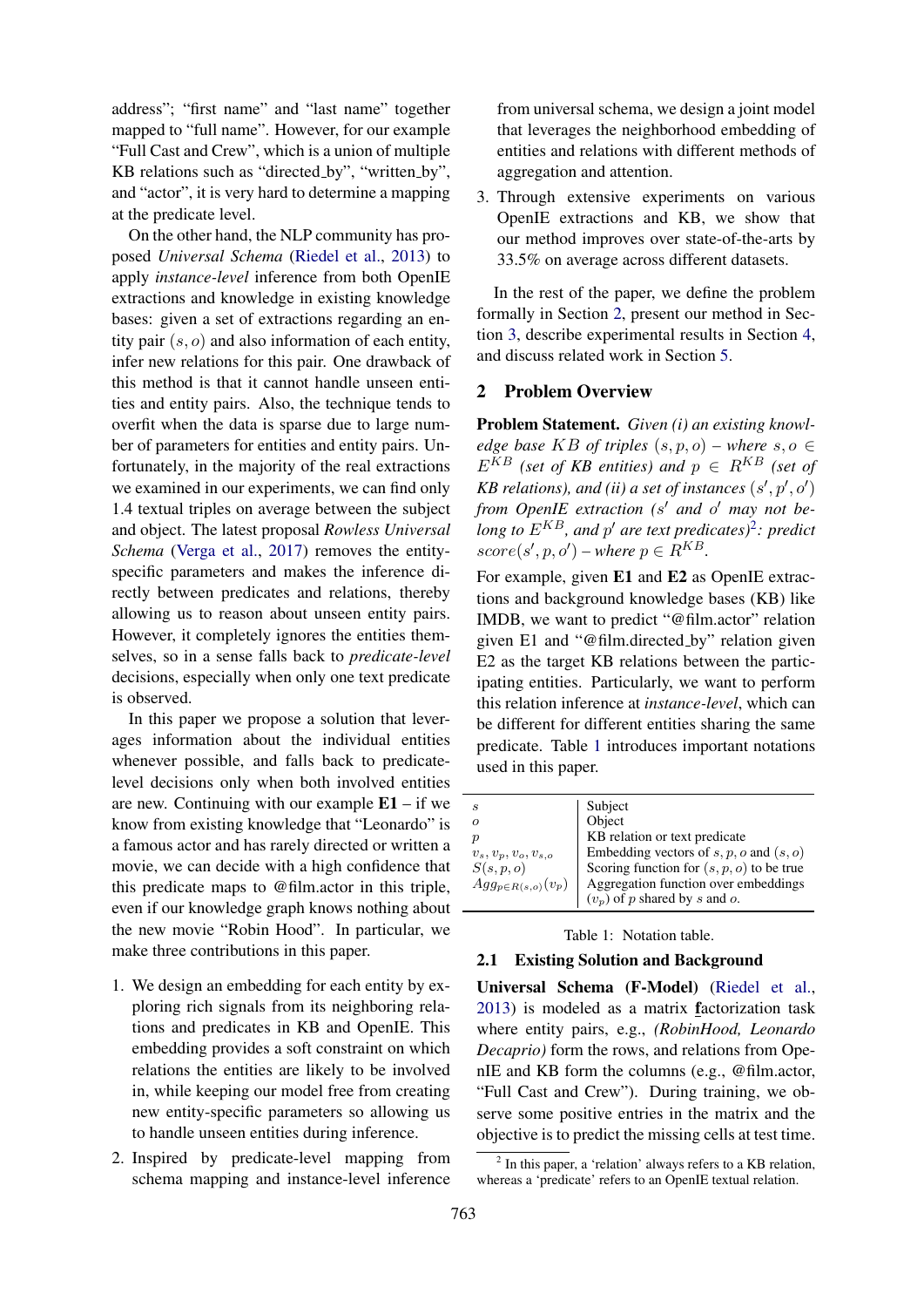address"; "first name" and "last name" together mapped to "full name". However, for our example "Full Cast and Crew", which is a union of multiple KB relations such as "directed_by", "written_by", and "actor", it is very hard to determine a mapping at the predicate level.

On the other hand, the NLP community has proposed *Universal Schema* (Riedel et al., 2013) to apply *instance-level* inference from both OpenIE extractions and knowledge in existing knowledge bases: given a set of extractions regarding an entity pair $(s, o)$ and also information of each entity, infer new relations for this pair. One drawback of this method is that it cannot handle unseen entities and entity pairs. Also, the technique tends to overfit when the data is sparse due to large number of parameters for entities and entity pairs. Unfortunately, in the majority of the real extractions we examined in our experiments, we can find only 1.4 textual triples on average between the subject and object. The latest proposal *Rowless Universal Schema* (Verga et al., 2017) removes the entity-specific parameters and makes the inference directly between predicates and relations, thereby allowing us to reason about unseen entity pairs. However, it completely ignores the entities themselves, so in a sense falls back to *predicate-level* decisions, especially when only one text predicate is observed.

In this paper we propose a solution that leverages information about the individual entities whenever possible, and falls back to predicate-level decisions only when both involved entities are new. Continuing with our example **E1** – if we know from existing knowledge that "Leonardo" is a famous actor and has rarely directed or written a movie, we can decide with a high confidence that this predicate maps to @film.actor in this triple, even if our knowledge graph knows nothing about the new movie "Robin Hood". In particular, we make three contributions in this paper.

1. We design an embedding for each entity by exploring rich signals from its neighboring relations and predicates in KB and OpenIE. This embedding provides a soft constraint on which relations the entities are likely to be involved in, while keeping our model free from creating new entity-specific parameters so allowing us to handle unseen entities during inference.
2. Inspired by predicate-level mapping from schema mapping and instance-level inference from universal schema, we design a joint model that leverages the neighborhood embedding of entities and relations with different methods of aggregation and attention.
3. Through extensive experiments on various OpenIE extractions and KB, we show that our method improves over state-of-the-arts by 33.5% on average across different datasets.

In the rest of the paper, we define the problem formally in Section 2, present our method in Section 3, describe experimental results in Section 4, and discuss related work in Section 5.

## 2 Problem Overview

**Problem Statement.** *Given (i) an existing knowledge base $KB$ of triples $(s, p, o)$ – where $s, o \in E^{KB}$ (set of KB entities) and $p \in R^{KB}$ (set of KB relations), and (ii) a set of instances $(s', p', o')$ from OpenIE extraction ($s'$ and $o'$ may not belong to $E^{KB}$, and $p'$ are text predicates)[2]: predict $score(s', p, o')$ – where $p \in R^{KB}$.*

For example, given **E1** and **E2** as OpenIE extractions and background knowledge bases (KB) like IMDB, we want to predict "@film.actor" relation given E1 and "@film.directed_by" relation given E2 as the target KB relations between the participating entities. Particularly, we want to perform this relation inference at *instance-level*, which can be different for different entities sharing the same predicate. Table 1 introduces important notations used in this paper.

| | |
|---|---|
| $s$ | Subject |
| $o$ | Object |
| $p$ | KB relation or text predicate |
| $v_s, v_p, v_o, v_{s,o}$ | Embedding vectors of $s, p, o$ and $(s, o)$ |
| $S(s, p, o)$ | Scoring function for $(s, p, o)$ to be true |
| $Agg_{p \in R(s,o)}(v_p)$ | Aggregation function over embeddings $(v_p)$ of $p$ shared by $s$ and $o$. |

Table 1: Notation table.

### 2.1 Existing Solution and Background

**Universal Schema (F-Model)** (Riedel et al., 2013) is modeled as a matrix **f**actorization task where entity pairs, e.g., *(RobinHood, Leonardo Decaprio)* form the rows, and relations from OpenIE and KB form the columns (e.g., @film.actor, "Full Cast and Crew"). During training, we observe some positive entries in the matrix and the objective is to predict the missing cells at test time.

[2] In this paper, a 'relation' always refers to a KB relation, whereas a 'predicate' refers to an OpenIE textual relation.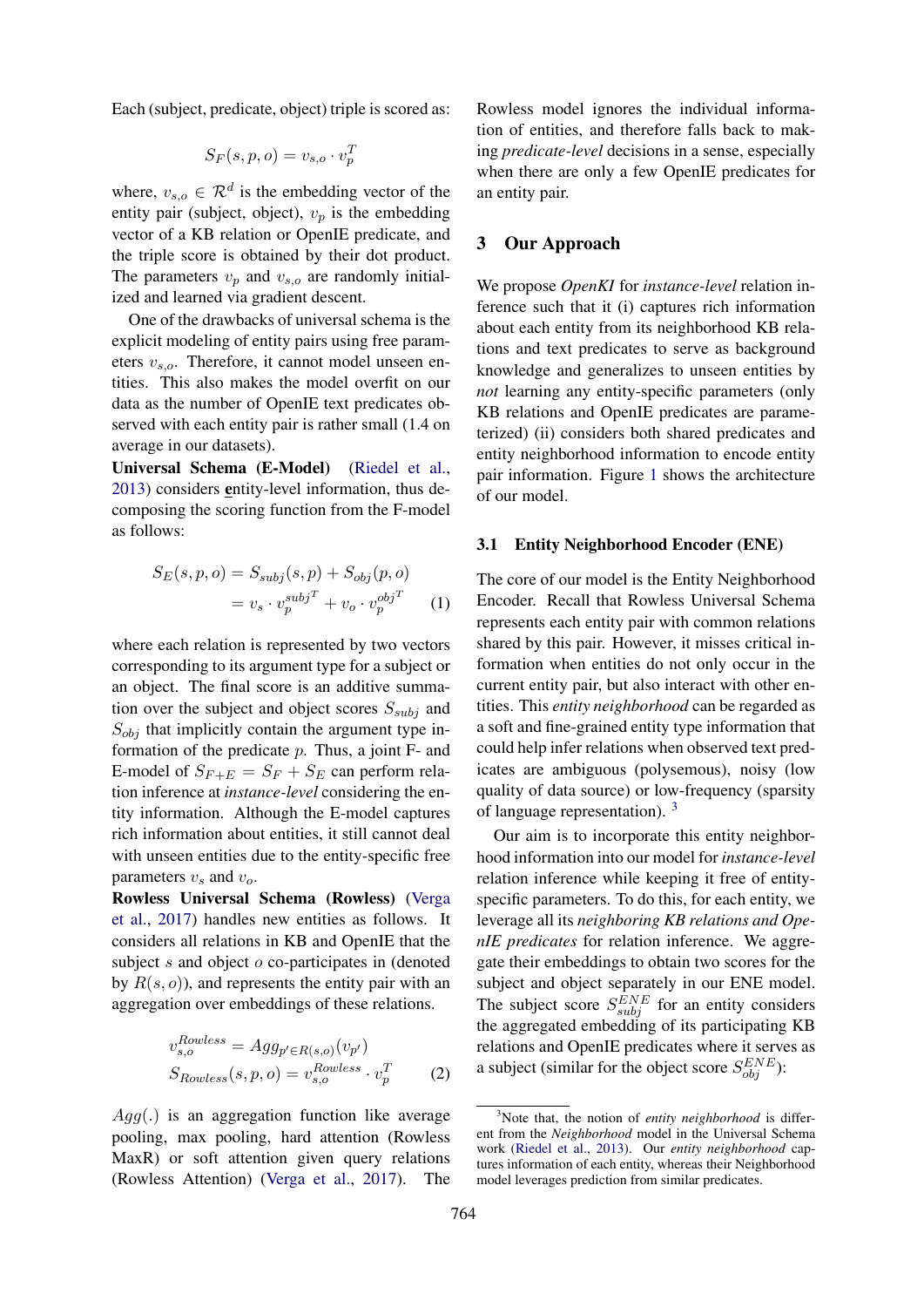Each (subject, predicate, object) triple is scored as:

$$S_F(s,p,o) = v_{s,o} \cdot v_p^T$$

where, $v_{s,o} \in \mathcal{R}^d$ is the embedding vector of the entity pair (subject, object), $v_p$ is the embedding vector of a KB relation or OpenIE predicate, and the triple score is obtained by their dot product. The parameters $v_p$ and $v_{s,o}$ are randomly initialized and learned via gradient descent.

One of the drawbacks of universal schema is the explicit modeling of entity pairs using free parameters $v_{s,o}$. Therefore, it cannot model unseen entities. This also makes the model overfit on our data as the number of OpenIE text predicates observed with each entity pair is rather small (1.4 on average in our datasets).

**Universal Schema (E-Model)** (Riedel et al., 2013) considers entity-level information, thus decomposing the scoring function from the F-model as follows:

$$\begin{aligned} S_E(s,p,o) &= S_{subj}(s,p) + S_{obj}(p,o) \\ &= v_s \cdot v_p^{subj^T} + v_o \cdot v_p^{obj^T} \end{aligned} \quad (1)$$

where each relation is represented by two vectors corresponding to its argument type for a subject or an object. The final score is an additive summation over the subject and object scores $S_{subj}$ and $S_{obj}$ that implicitly contain the argument type information of the predicate $p$. Thus, a joint F- and E-model of $S_{F+E} = S_F + S_E$ can perform relation inference at *instance-level* considering the entity information. Although the E-model captures rich information about entities, it still cannot deal with unseen entities due to the entity-specific free parameters $v_s$ and $v_o$.

**Rowless Universal Schema (Rowless)** (Verga et al., 2017) handles new entities as follows. It considers all relations in KB and OpenIE that the subject $s$ and object $o$ co-participates in (denoted by $R(s,o)$), and represents the entity pair with an aggregation over embeddings of these relations.

$$\begin{aligned} v_{s,o}^{Rowless} &= Agg_{p' \in R(s,o)}(v_{p'}) \\ S_{Rowless}(s,p,o) &= v_{s,o}^{Rowless} \cdot v_p^T \end{aligned} \quad (2)$$

$Agg(.)$ is an aggregation function like average pooling, max pooling, hard attention (Rowless MaxR) or soft attention given query relations (Rowless Attention) (Verga et al., 2017). The Rowless model ignores the individual information of entities, and therefore falls back to making *predicate-level* decisions in a sense, especially when there are only a few OpenIE predicates for an entity pair.

## 3 Our Approach

We propose *OpenKI* for *instance-level* relation inference such that it (i) captures rich information about each entity from its neighborhood KB relations and text predicates to serve as background knowledge and generalizes to unseen entities by *not* learning any entity-specific parameters (only KB relations and OpenIE predicates are parameterized) (ii) considers both shared predicates and entity neighborhood information to encode entity pair information. Figure 1 shows the architecture of our model.

### 3.1 Entity Neighborhood Encoder (ENE)

The core of our model is the Entity Neighborhood Encoder. Recall that Rowless Universal Schema represents each entity pair with common relations shared by this pair. However, it misses critical information when entities do not only occur in the current entity pair, but also interact with other entities. This *entity neighborhood* can be regarded as a soft and fine-grained entity type information that could help infer relations when observed text predicates are ambiguous (polysemous), noisy (low quality of data source) or low-frequency (sparsity of language representation). [3]

Our aim is to incorporate this entity neighborhood information into our model for *instance-level* relation inference while keeping it free of entity-specific parameters. To do this, for each entity, we leverage all its *neighboring KB relations and OpenIE predicates* for relation inference. We aggregate their embeddings to obtain two scores for the subject and object separately in our ENE model. The subject score $S_{subj}^{ENE}$ for an entity considers the aggregated embedding of its participating KB relations and OpenIE predicates where it serves as a subject (similar for the object score $S_{obj}^{ENE}$):

[3] Note that, the notion of *entity neighborhood* is different from the *Neighborhood* model in the Universal Schema work (Riedel et al., 2013). Our *entity neighborhood* captures information of each entity, whereas their Neighborhood model leverages prediction from similar predicates.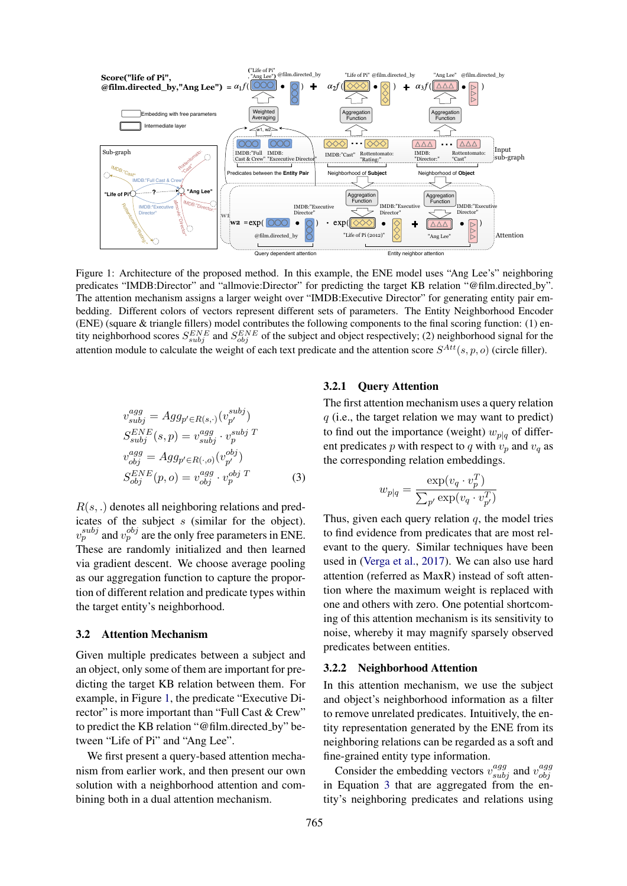Figure 1: Architecture of the proposed method. In this example, the ENE model uses "Ang Lee's" neighboring predicates "IMDB:Director" and "allmovie:Director" for predicting the target KB relation "@film.directed_by". The attention mechanism assigns a larger weight over "IMDB:Executive Director" for generating entity pair embedding. Different colors of vectors represent different sets of parameters. The Entity Neighborhood Encoder (ENE) (square & triangle fillers) model contributes the following components to the final scoring function: (1) entity neighborhood scores $S^{ENE}_{subj}$ and $S^{ENE}_{obj}$ of the subject and object respectively; (2) neighborhood signal for the attention module to calculate the weight of each text predicate and the attention score $S^{Att}(s, p, o)$ (circle filler).

$$
\begin{aligned}
v^{agg}_{subj} &= Agg_{p' \in R(s,\cdot)}(v^{subj}_{p'}) \\
S^{ENE}_{subj}(s, p) &= v^{agg}_{subj} \cdot v^{subj\ T}_{p} \\
v^{agg}_{obj} &= Agg_{p' \in R(\cdot,o)}(v^{obj}_{p'}) \\
S^{ENE}_{obj}(p, o) &= v^{agg}_{obj} \cdot v^{obj\ T}_{p}
\end{aligned} \tag{3}
$$

$R(s, .)$ denotes all neighboring relations and predicates of the subject $s$ (similar for the object). $v^{subj}_p$ and $v^{obj}_p$ are the only free parameters in ENE. These are randomly initialized and then learned via gradient descent. We choose average pooling as our aggregation function to capture the proportion of different relation and predicate types within the target entity's neighborhood.

## 3.2 Attention Mechanism

Given multiple predicates between a subject and an object, only some of them are important for predicting the target KB relation between them. For example, in Figure 1, the predicate "Executive Director" is more important than "Full Cast & Crew" to predict the KB relation "@film.directed_by" between "Life of Pi" and "Ang Lee".

We first present a query-based attention mechanism from earlier work, and then present our own solution with a neighborhood attention and combining both in a dual attention mechanism.

### 3.2.1 Query Attention

The first attention mechanism uses a query relation $q$ (i.e., the target relation we may want to predict) to find out the importance (weight) $w_{p|q}$ of different predicates $p$ with respect to $q$ with $v_p$ and $v_q$ as the corresponding relation embeddings.

$$
w_{p|q} = \frac{\exp(v_q \cdot v_p^T)}{\sum_{p'} \exp(v_q \cdot v_{p'}^T)}
$$

Thus, given each query relation $q$, the model tries to find evidence from predicates that are most relevant to the query. Similar techniques have been used in (Verga et al., 2017). We can also use hard attention (referred as MaxR) instead of soft attention where the maximum weight is replaced with one and others with zero. One potential shortcoming of this attention mechanism is its sensitivity to noise, whereby it may magnify sparsely observed predicates between entities.

### 3.2.2 Neighborhood Attention

In this attention mechanism, we use the subject and object's neighborhood information as a filter to remove unrelated predicates. Intuitively, the entity representation generated by the ENE from its neighboring relations can be regarded as a soft and fine-grained entity type information.

Consider the embedding vectors $v^{agg}_{subj}$ and $v^{agg}_{obj}$ in Equation 3 that are aggregated from the entity's neighboring predicates and relations using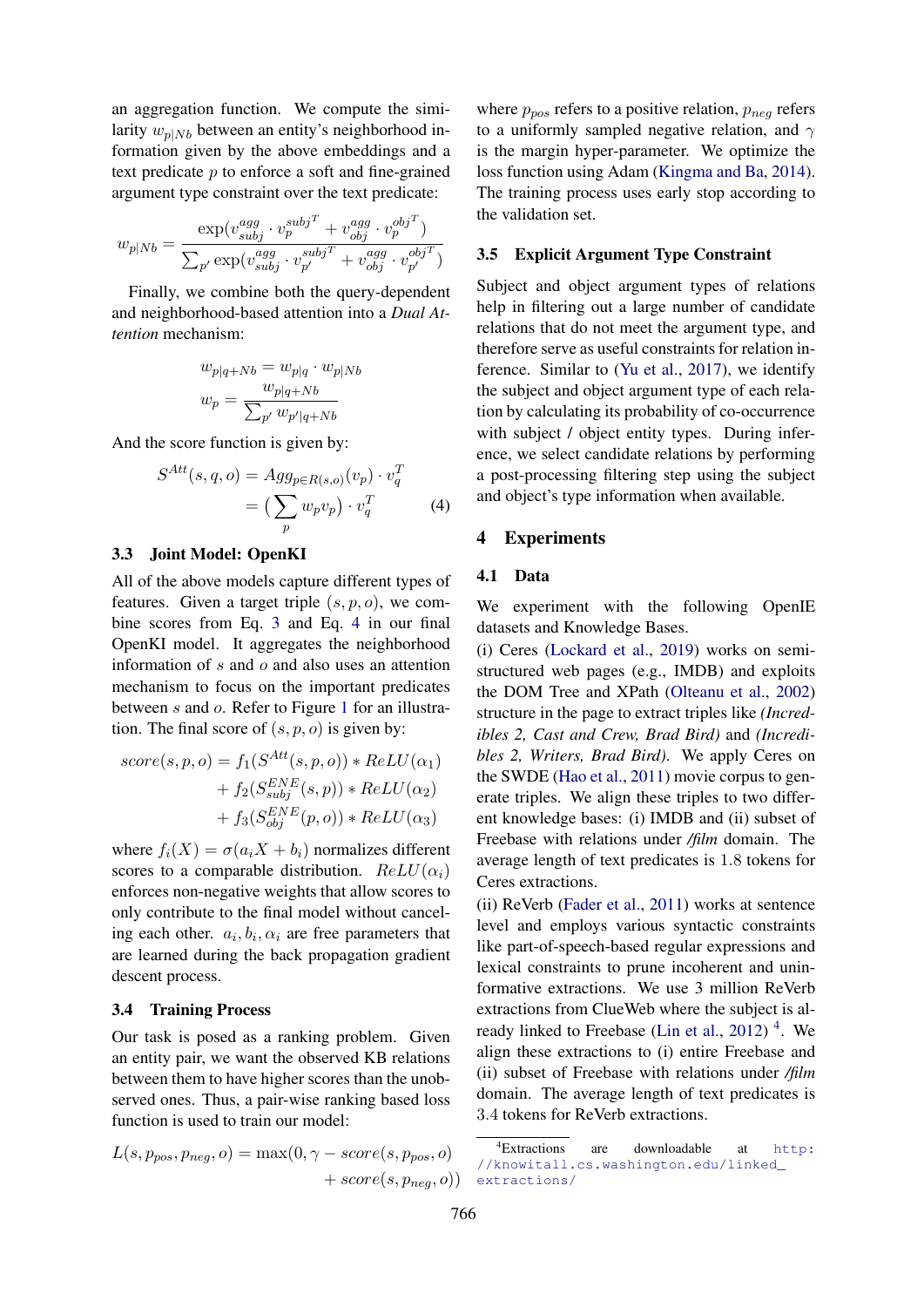an aggregation function. We compute the similarity $w_{p|Nb}$ between an entity's neighborhood information given by the above embeddings and a text predicate $p$ to enforce a soft and fine-grained argument type constraint over the text predicate:

$$w_{p|Nb} = \frac{\exp(v^{agg}_{subj} \cdot v^{subj^T}_{p} + v^{agg}_{obj} \cdot v^{obj^T}_{p})}{\sum_{p'} \exp(v^{agg}_{subj} \cdot v^{subj^T}_{p'} + v^{agg}_{obj} \cdot v^{obj^T}_{p'})}$$

Finally, we combine both the query-dependent and neighborhood-based attention into a *Dual Attention* mechanism:

$$w_{p|q+Nb} = w_{p|q} \cdot w_{p|Nb}$$
$$w_p = \frac{w_{p|q+Nb}}{\sum_{p'} w_{p'|q+Nb}}$$

And the score function is given by:

$$\begin{aligned} S^{Att}(s, q, o) &= Agg_{p \in R(s,o)}(v_p) \cdot v_q^T \\ &= \Big(\sum_p w_p v_p\Big) \cdot v_q^T \end{aligned} \quad (4)$$

### 3.3 Joint Model: OpenKI

All of the above models capture different types of features. Given a target triple $(s, p, o)$, we combine scores from Eq. 3 and Eq. 4 in our final OpenKI model. It aggregates the neighborhood information of $s$ and $o$ and also uses an attention mechanism to focus on the important predicates between $s$ and $o$. Refer to Figure 1 for an illustration. The final score of $(s, p, o)$ is given by:

$$\begin{aligned} score(s, p, o) &= f_1(S^{Att}(s, p, o)) * ReLU(\alpha_1) \\ &+ f_2(S^{ENE}_{subj}(s, p)) * ReLU(\alpha_2) \\ &+ f_3(S^{ENE}_{obj}(p, o)) * ReLU(\alpha_3) \end{aligned}$$

where $f_i(X) = \sigma(a_i X + b_i)$ normalizes different scores to a comparable distribution. $ReLU(\alpha_i)$ enforces non-negative weights that allow scores to only contribute to the final model without canceling each other. $a_i, b_i, \alpha_i$ are free parameters that are learned during the back propagation gradient descent process.

### 3.4 Training Process

Our task is posed as a ranking problem. Given an entity pair, we want the observed KB relations between them to have higher scores than the unobserved ones. Thus, a pair-wise ranking based loss function is used to train our model:

$$\begin{aligned} L(s, p_{pos}, p_{neg}, o) = \max(0, \gamma &- score(s, p_{pos}, o) \\ &+ score(s, p_{neg}, o)) \end{aligned}$$

where $p_{pos}$ refers to a positive relation, $p_{neg}$ refers to a uniformly sampled negative relation, and $\gamma$ is the margin hyper-parameter. We optimize the loss function using Adam (Kingma and Ba, 2014). The training process uses early stop according to the validation set.

### 3.5 Explicit Argument Type Constraint

Subject and object argument types of relations help in filtering out a large number of candidate relations that do not meet the argument type, and therefore serve as useful constraints for relation inference. Similar to (Yu et al., 2017), we identify the subject and object argument type of each relation by calculating its probability of co-occurrence with subject / object entity types. During inference, we select candidate relations by performing a post-processing filtering step using the subject and object's type information when available.

## 4 Experiments

### 4.1 Data

We experiment with the following OpenIE datasets and Knowledge Bases.

(i) Ceres (Lockard et al., 2019) works on semi-structured web pages (e.g., IMDB) and exploits the DOM Tree and XPath (Olteanu et al., 2002) structure in the page to extract triples like *(Incredibles 2, Cast and Crew, Brad Bird)* and *(Incredibles 2, Writers, Brad Bird)*. We apply Ceres on the SWDE (Hao et al., 2011) movie corpus to generate triples. We align these triples to two different knowledge bases: (i) IMDB and (ii) subset of Freebase with relations under */film* domain. The average length of text predicates is 1.8 tokens for Ceres extractions.

(ii) ReVerb (Fader et al., 2011) works at sentence level and employs various syntactic constraints like part-of-speech-based regular expressions and lexical constraints to prune incoherent and uninformative extractions. We use 3 million ReVerb extractions from ClueWeb where the subject is already linked to Freebase (Lin et al., 2012) [4]. We align these extractions to (i) entire Freebase and (ii) subset of Freebase with relations under */film* domain. The average length of text predicates is 3.4 tokens for ReVerb extractions.

[4] Extractions are downloadable at http://knowitall.cs.washington.edu/linked_extractions/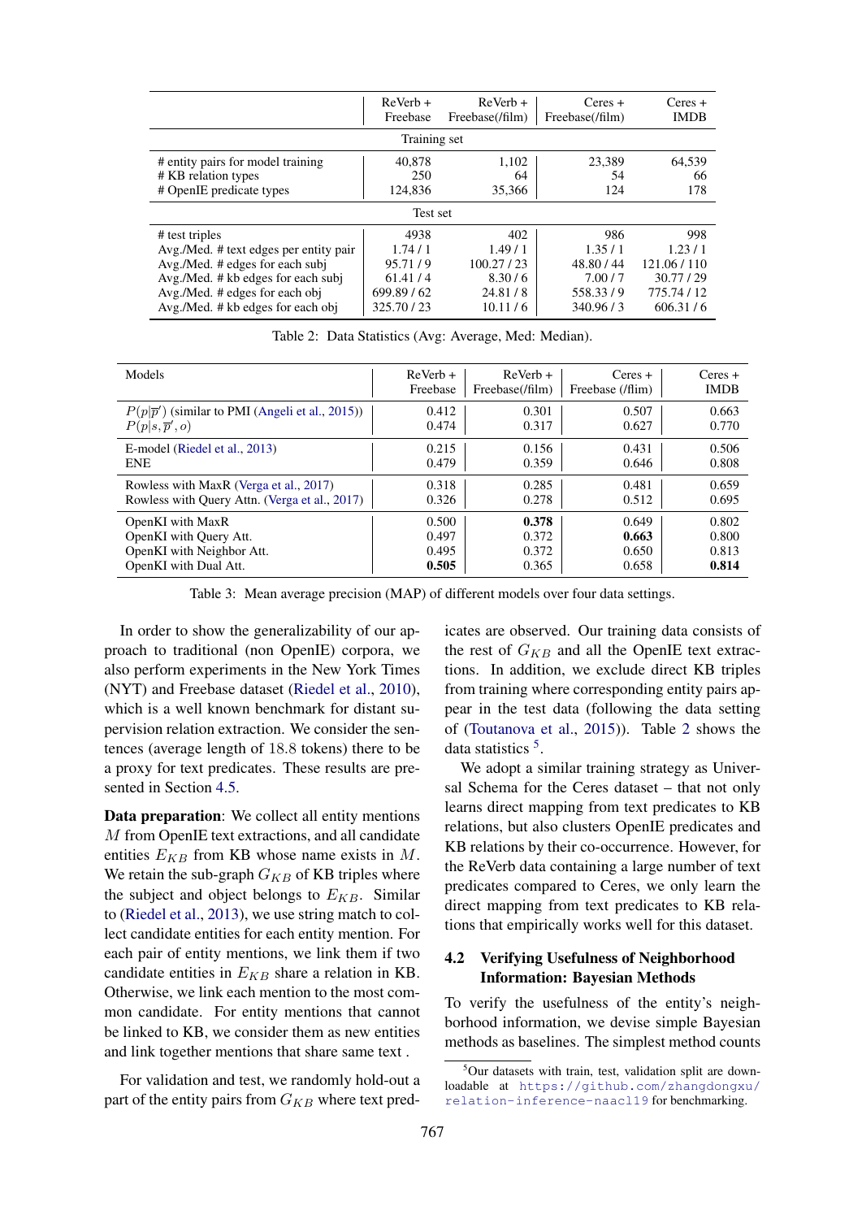| | ReVerb + Freebase | ReVerb + Freebase(/film) | Ceres + Freebase(/film) | Ceres + IMDB |
|---|---|---|---|---|
| Training set | | | | |
| # entity pairs for model training | 40,878 | 1,102 | 23,389 | 64,539 |
| # KB relation types | 250 | 64 | 54 | 66 |
| # OpenIE predicate types | 124,836 | 35,366 | 124 | 178 |
| Test set | | | | |
| # test triples | 4938 | 402 | 986 | 998 |
| Avg./Med. # text edges per entity pair | 1.74 / 1 | 1.49 / 1 | 1.35 / 1 | 1.23 / 1 |
| Avg./Med. # edges for each subj | 95.71 / 9 | 100.27 / 23 | 48.80 / 44 | 121.06 / 110 |
| Avg./Med. # kb edges for each subj | 61.41 / 4 | 8.30 / 6 | 7.00 / 7 | 30.77 / 29 |
| Avg./Med. # edges for each obj | 699.89 / 62 | 24.81 / 8 | 558.33 / 9 | 775.74 / 12 |
| Avg./Med. # kb edges for each obj | 325.70 / 23 | 10.11 / 6 | 340.96 / 3 | 606.31 / 6 |

Table 2: Data Statistics (Avg: Average, Med: Median).

| Models | ReVerb + Freebase | ReVerb + Freebase(/film) | Ceres + Freebase (/flim) | Ceres + IMDB |
|---|---|---|---|---|
| $P(p\|\overline{p}')$ (similar to PMI (Angeli et al., 2015)) | 0.412 | 0.301 | 0.507 | 0.663 |
| $P(p\|s, \overline{p}', o)$ | 0.474 | 0.317 | 0.627 | 0.770 |
| E-model (Riedel et al., 2013) | 0.215 | 0.156 | 0.431 | 0.506 |
| ENE | 0.479 | 0.359 | 0.646 | 0.808 |
| Rowless with MaxR (Verga et al., 2017) | 0.318 | 0.285 | 0.481 | 0.659 |
| Rowless with Query Attn. (Verga et al., 2017) | 0.326 | 0.278 | 0.512 | 0.695 |
| OpenKI with MaxR | 0.500 | **0.378** | 0.649 | 0.802 |
| OpenKI with Query Att. | 0.497 | 0.372 | **0.663** | 0.800 |
| OpenKI with Neighbor Att. | 0.495 | 0.372 | 0.650 | 0.813 |
| OpenKI with Dual Att. | **0.505** | 0.365 | 0.658 | **0.814** |

Table 3: Mean average precision (MAP) of different models over four data settings.

In order to show the generalizability of our approach to traditional (non OpenIE) corpora, we also perform experiments in the New York Times (NYT) and Freebase dataset (Riedel et al., 2010), which is a well known benchmark for distant supervision relation extraction. We consider the sentences (average length of 18.8 tokens) there to be a proxy for text predicates. These results are presented in Section 4.5.

**Data preparation**: We collect all entity mentions $M$ from OpenIE text extractions, and all candidate entities $E_{KB}$ from KB whose name exists in $M$. We retain the sub-graph $G_{KB}$ of KB triples where the subject and object belongs to $E_{KB}$. Similar to (Riedel et al., 2013), we use string match to collect candidate entities for each entity mention. For each pair of entity mentions, we link them if two candidate entities in $E_{KB}$ share a relation in KB. Otherwise, we link each mention to the most common candidate. For entity mentions that cannot be linked to KB, we consider them as new entities and link together mentions that share same text .

For validation and test, we randomly hold-out a part of the entity pairs from $G_{KB}$ where text predicates are observed. Our training data consists of the rest of $G_{KB}$ and all the OpenIE text extractions. In addition, we exclude direct KB triples from training where corresponding entity pairs appear in the test data (following the data setting of (Toutanova et al., 2015)). Table 2 shows the data statistics [5].

We adopt a similar training strategy as Universal Schema for the Ceres dataset – that not only learns direct mapping from text predicates to KB relations, but also clusters OpenIE predicates and KB relations by their co-occurrence. However, for the ReVerb data containing a large number of text predicates compared to Ceres, we only learn the direct mapping from text predicates to KB relations that empirically works well for this dataset.

## 4.2 Verifying Usefulness of Neighborhood Information: Bayesian Methods

To verify the usefulness of the entity's neighborhood information, we devise simple Bayesian methods as baselines. The simplest method counts

[5] Our datasets with train, test, validation split are downloadable at https://github.com/zhangdongxu/relation-inference-naacl19 for benchmarking.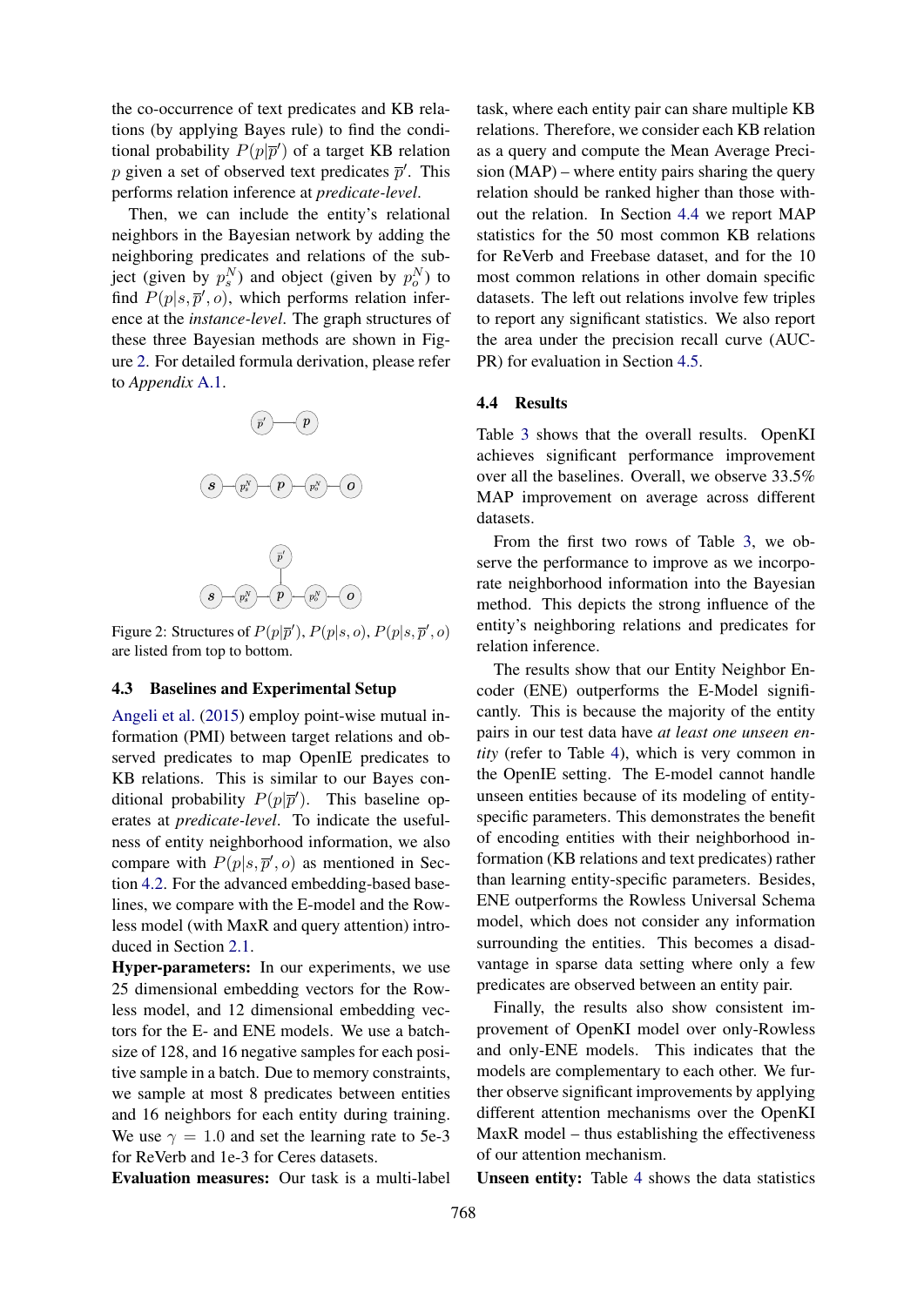the co-occurrence of text predicates and KB relations (by applying Bayes rule) to find the conditional probability $P(p|\overline{p}')$ of a target KB relation $p$ given a set of observed text predicates $\overline{p}'$. This performs relation inference at *predicate-level*.

Then, we can include the entity's relational neighbors in the Bayesian network by adding the neighboring predicates and relations of the subject (given by $p_s^N$) and object (given by $p_o^N$) to find $P(p|s, \overline{p}', o)$, which performs relation inference at the *instance-level*. The graph structures of these three Bayesian methods are shown in Figure 2. For detailed formula derivation, please refer to *Appendix* A.1.

$\overline{p}'$ — $p$

$s$ — $p_s^N$ — $p$ — $p_o^N$ — $o$

$\overline{p}'$

$s$ — $p_s^N$ — $p$ — $p_o^N$ — $o$

Figure 2: Structures of $P(p|\overline{p}')$, $P(p|s, o)$, $P(p|s, \overline{p}', o)$ are listed from top to bottom.

### 4.3 Baselines and Experimental Setup

Angeli et al. (2015) employ point-wise mutual information (PMI) between target relations and observed predicates to map OpenIE predicates to KB relations. This is similar to our Bayes conditional probability $P(p|\overline{p}')$. This baseline operates at *predicate-level*. To indicate the usefulness of entity neighborhood information, we also compare with $P(p|s, \overline{p}', o)$ as mentioned in Section 4.2. For the advanced embedding-based baselines, we compare with the E-model and the Rowless model (with MaxR and query attention) introduced in Section 2.1.

**Hyper-parameters:** In our experiments, we use 25 dimensional embedding vectors for the Rowless model, and 12 dimensional embedding vectors for the E- and ENE models. We use a batch-size of 128, and 16 negative samples for each positive sample in a batch. Due to memory constraints, we sample at most 8 predicates between entities and 16 neighbors for each entity during training. We use $\gamma = 1.0$ and set the learning rate to 5e-3 for ReVerb and 1e-3 for Ceres datasets.

**Evaluation measures:** Our task is a multi-label task, where each entity pair can share multiple KB relations. Therefore, we consider each KB relation as a query and compute the Mean Average Precision (MAP) – where entity pairs sharing the query relation should be ranked higher than those without the relation. In Section 4.4 we report MAP statistics for the 50 most common KB relations for ReVerb and Freebase dataset, and for the 10 most common relations in other domain specific datasets. The left out relations involve few triples to report any significant statistics. We also report the area under the precision recall curve (AUC-PR) for evaluation in Section 4.5.

### 4.4 Results

Table 3 shows that the overall results. OpenKI achieves significant performance improvement over all the baselines. Overall, we observe 33.5% MAP improvement on average across different datasets.

From the first two rows of Table 3, we observe the performance to improve as we incorporate neighborhood information into the Bayesian method. This depicts the strong influence of the entity's neighboring relations and predicates for relation inference.

The results show that our Entity Neighbor Encoder (ENE) outperforms the E-Model significantly. This is because the majority of the entity pairs in our test data have *at least one unseen entity* (refer to Table 4), which is very common in the OpenIE setting. The E-model cannot handle unseen entities because of its modeling of entity-specific parameters. This demonstrates the benefit of encoding entities with their neighborhood information (KB relations and text predicates) rather than learning entity-specific parameters. Besides, ENE outperforms the Rowless Universal Schema model, which does not consider any information surrounding the entities. This becomes a disadvantage in sparse data setting where only a few predicates are observed between an entity pair.

Finally, the results also show consistent improvement of OpenKI model over only-Rowless and only-ENE models. This indicates that the models are complementary to each other. We further observe significant improvements by applying different attention mechanisms over the OpenKI MaxR model – thus establishing the effectiveness of our attention mechanism.

**Unseen entity:** Table 4 shows the data statistics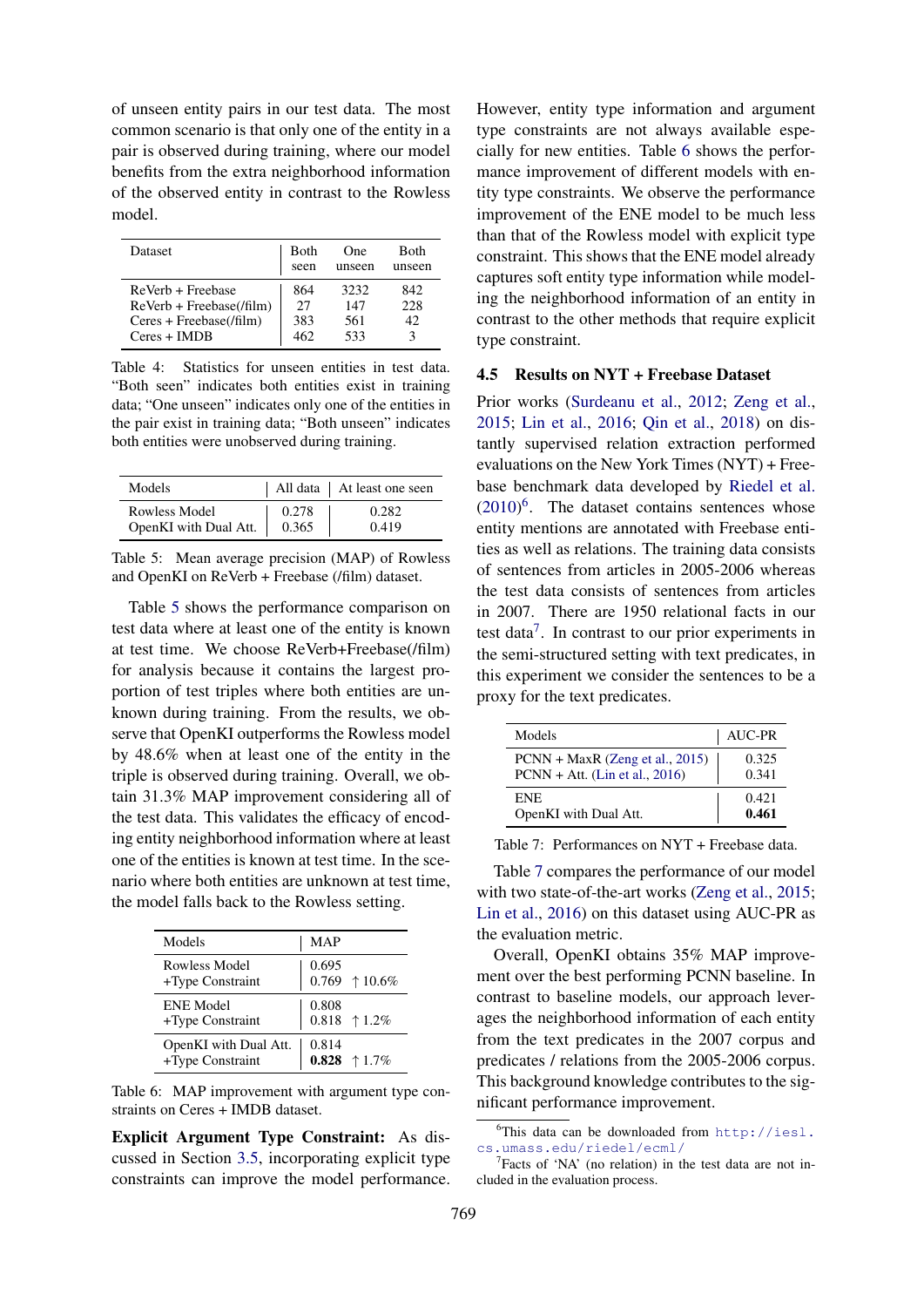of unseen entity pairs in our test data. The most common scenario is that only one of the entity in a pair is observed during training, where our model benefits from the extra neighborhood information of the observed entity in contrast to the Rowless model.

| Dataset | Both seen | One unseen | Both unseen |
|---|---|---|---|
| ReVerb + Freebase | 864 | 3232 | 842 |
| ReVerb + Freebase(/film) | 27 | 147 | 228 |
| Ceres + Freebase(/film) | 383 | 561 | 42 |
| Ceres + IMDB | 462 | 533 | 3 |

Table 4: Statistics for unseen entities in test data. "Both seen" indicates both entities exist in training data; "One unseen" indicates only one of the entities in the pair exist in training data; "Both unseen" indicates both entities were unobserved during training.

| Models | All data | At least one seen |
|---|---|---|
| Rowless Model | 0.278 | 0.282 |
| OpenKI with Dual Att. | 0.365 | 0.419 |

Table 5: Mean average precision (MAP) of Rowless and OpenKI on ReVerb + Freebase (/film) dataset.

Table 5 shows the performance comparison on test data where at least one of the entity is known at test time. We choose ReVerb+Freebase(/film) for analysis because it contains the largest proportion of test triples where both entities are unknown during training. From the results, we observe that OpenKI outperforms the Rowless model by 48.6% when at least one of the entity in the triple is observed during training. Overall, we obtain 31.3% MAP improvement considering all of the test data. This validates the efficacy of encoding entity neighborhood information where at least one of the entities is known at test time. In the scenario where both entities are unknown at test time, the model falls back to the Rowless setting.

| Models | MAP |
|---|---|
| Rowless Model | 0.695 |
| +Type Constraint | 0.769 ↑10.6% |
| ENE Model | 0.808 |
| +Type Constraint | 0.818 ↑1.2% |
| OpenKI with Dual Att. | 0.814 |
| +Type Constraint | **0.828** ↑1.7% |

Table 6: MAP improvement with argument type constraints on Ceres + IMDB dataset.

**Explicit Argument Type Constraint:** As discussed in Section 3.5, incorporating explicit type constraints can improve the model performance. However, entity type information and argument type constraints are not always available especially for new entities. Table 6 shows the performance improvement of different models with entity type constraints. We observe the performance improvement of the ENE model to be much less than that of the Rowless model with explicit type constraint. This shows that the ENE model already captures soft entity type information while modeling the neighborhood information of an entity in contrast to the other methods that require explicit type constraint.

### 4.5 Results on NYT + Freebase Dataset

Prior works (Surdeanu et al., 2012; Zeng et al., 2015; Lin et al., 2016; Qin et al., 2018) on distantly supervised relation extraction performed evaluations on the New York Times (NYT) + Freebase benchmark data developed by Riedel et al. (2010)[6]. The dataset contains sentences whose entity mentions are annotated with Freebase entities as well as relations. The training data consists of sentences from articles in 2005-2006 whereas the test data consists of sentences from articles in 2007. There are 1950 relational facts in our test data[7]. In contrast to our prior experiments in the semi-structured setting with text predicates, in this experiment we consider the sentences to be a proxy for the text predicates.

| Models | AUC-PR |
|---|---|
| PCNN + MaxR (Zeng et al., 2015) | 0.325 |
| PCNN + Att. (Lin et al., 2016) | 0.341 |
| ENE | 0.421 |
| OpenKI with Dual Att. | **0.461** |

Table 7: Performances on NYT + Freebase data.

Table 7 compares the performance of our model with two state-of-the-art works (Zeng et al., 2015; Lin et al., 2016) on this dataset using AUC-PR as the evaluation metric.

Overall, OpenKI obtains 35% MAP improvement over the best performing PCNN baseline. In contrast to baseline models, our approach leverages the neighborhood information of each entity from the text predicates in the 2007 corpus and predicates / relations from the 2005-2006 corpus. This background knowledge contributes to the significant performance improvement.

[6] This data can be downloaded from http://iesl.cs.umass.edu/riedel/ecml/

[7] Facts of 'NA' (no relation) in the test data are not included in the evaluation process.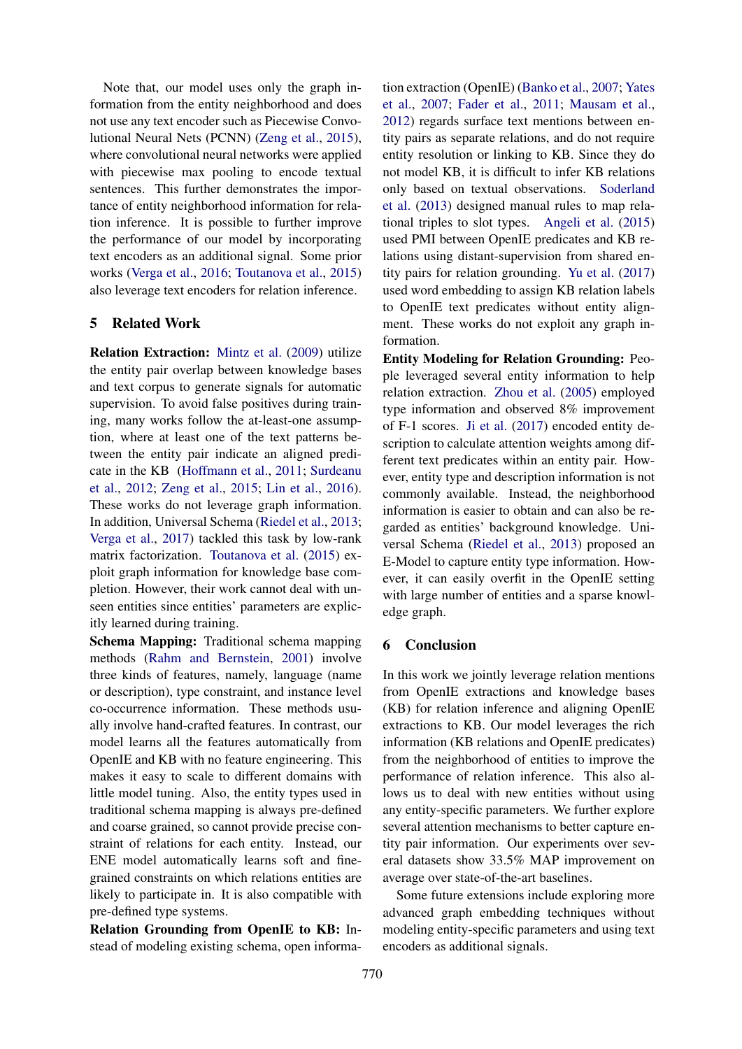Note that, our model uses only the graph information from the entity neighborhood and does not use any text encoder such as Piecewise Convolutional Neural Nets (PCNN) (Zeng et al., 2015), where convolutional neural networks were applied with piecewise max pooling to encode textual sentences. This further demonstrates the importance of entity neighborhood information for relation inference. It is possible to further improve the performance of our model by incorporating text encoders as an additional signal. Some prior works (Verga et al., 2016; Toutanova et al., 2015) also leverage text encoders for relation inference.

## 5 Related Work

**Relation Extraction:** Mintz et al. (2009) utilize the entity pair overlap between knowledge bases and text corpus to generate signals for automatic supervision. To avoid false positives during training, many works follow the at-least-one assumption, where at least one of the text patterns between the entity pair indicate an aligned predicate in the KB (Hoffmann et al., 2011; Surdeanu et al., 2012; Zeng et al., 2015; Lin et al., 2016). These works do not leverage graph information. In addition, Universal Schema (Riedel et al., 2013; Verga et al., 2017) tackled this task by low-rank matrix factorization. Toutanova et al. (2015) exploit graph information for knowledge base completion. However, their work cannot deal with unseen entities since entities' parameters are explicitly learned during training.

**Schema Mapping:** Traditional schema mapping methods (Rahm and Bernstein, 2001) involve three kinds of features, namely, language (name or description), type constraint, and instance level co-occurrence information. These methods usually involve hand-crafted features. In contrast, our model learns all the features automatically from OpenIE and KB with no feature engineering. This makes it easy to scale to different domains with little model tuning. Also, the entity types used in traditional schema mapping is always pre-defined and coarse grained, so cannot provide precise constraint of relations for each entity. Instead, our ENE model automatically learns soft and fine-grained constraints on which relations entities are likely to participate in. It is also compatible with pre-defined type systems.

**Relation Grounding from OpenIE to KB:** Instead of modeling existing schema, open information extraction (OpenIE) (Banko et al., 2007; Yates et al., 2007; Fader et al., 2011; Mausam et al., 2012) regards surface text mentions between entity pairs as separate relations, and do not require entity resolution or linking to KB. Since they do not model KB, it is difficult to infer KB relations only based on textual observations. Soderland et al. (2013) designed manual rules to map relational triples to slot types. Angeli et al. (2015) used PMI between OpenIE predicates and KB relations using distant-supervision from shared entity pairs for relation grounding. Yu et al. (2017) used word embedding to assign KB relation labels to OpenIE text predicates without entity alignment. These works do not exploit any graph information.

**Entity Modeling for Relation Grounding:** People leveraged several entity information to help relation extraction. Zhou et al. (2005) employed type information and observed 8% improvement of F-1 scores. Ji et al. (2017) encoded entity description to calculate attention weights among different text predicates within an entity pair. However, entity type and description information is not commonly available. Instead, the neighborhood information is easier to obtain and can also be regarded as entities' background knowledge. Universal Schema (Riedel et al., 2013) proposed an E-Model to capture entity type information. However, it can easily overfit in the OpenIE setting with large number of entities and a sparse knowledge graph.

## 6 Conclusion

In this work we jointly leverage relation mentions from OpenIE extractions and knowledge bases (KB) for relation inference and aligning OpenIE extractions to KB. Our model leverages the rich information (KB relations and OpenIE predicates) from the neighborhood of entities to improve the performance of relation inference. This also allows us to deal with new entities without using any entity-specific parameters. We further explore several attention mechanisms to better capture entity pair information. Our experiments over several datasets show 33.5% MAP improvement on average over state-of-the-art baselines.

Some future extensions include exploring more advanced graph embedding techniques without modeling entity-specific parameters and using text encoders as additional signals.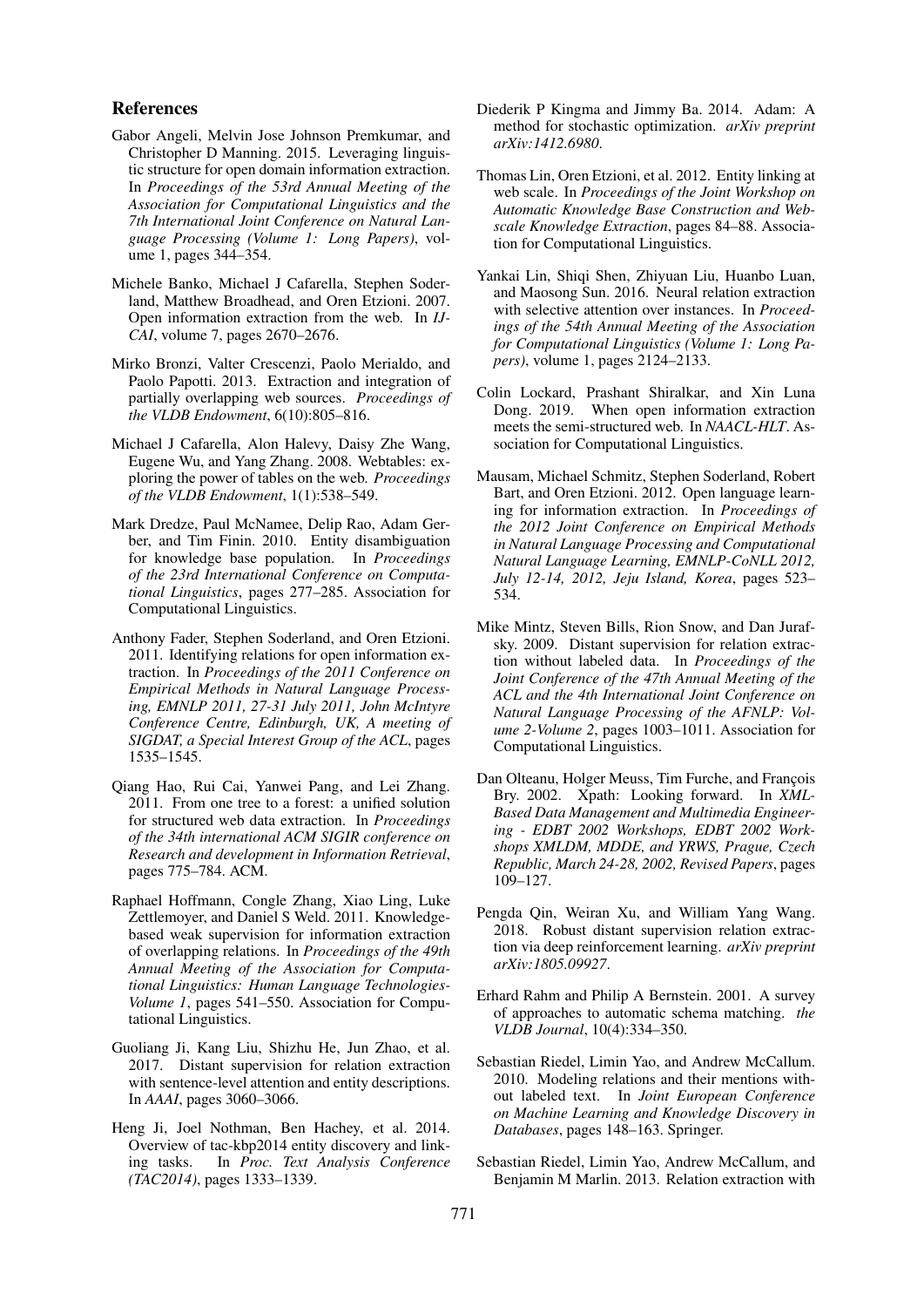## References

Gabor Angeli, Melvin Jose Johnson Premkumar, and Christopher D Manning. 2015. Leveraging linguistic structure for open domain information extraction. In *Proceedings of the 53rd Annual Meeting of the Association for Computational Linguistics and the 7th International Joint Conference on Natural Language Processing (Volume 1: Long Papers)*, volume 1, pages 344–354.

Michele Banko, Michael J Cafarella, Stephen Soderland, Matthew Broadhead, and Oren Etzioni. 2007. Open information extraction from the web. In *IJCAI*, volume 7, pages 2670–2676.

Mirko Bronzi, Valter Crescenzi, Paolo Merialdo, and Paolo Papotti. 2013. Extraction and integration of partially overlapping web sources. *Proceedings of the VLDB Endowment*, 6(10):805–816.

Michael J Cafarella, Alon Halevy, Daisy Zhe Wang, Eugene Wu, and Yang Zhang. 2008. Webtables: exploring the power of tables on the web. *Proceedings of the VLDB Endowment*, 1(1):538–549.

Mark Dredze, Paul McNamee, Delip Rao, Adam Gerber, and Tim Finin. 2010. Entity disambiguation for knowledge base population. In *Proceedings of the 23rd International Conference on Computational Linguistics*, pages 277–285. Association for Computational Linguistics.

Anthony Fader, Stephen Soderland, and Oren Etzioni. 2011. Identifying relations for open information extraction. In *Proceedings of the 2011 Conference on Empirical Methods in Natural Language Processing, EMNLP 2011, 27-31 July 2011, John McIntyre Conference Centre, Edinburgh, UK, A meeting of SIGDAT, a Special Interest Group of the ACL*, pages 1535–1545.

Qiang Hao, Rui Cai, Yanwei Pang, and Lei Zhang. 2011. From one tree to a forest: a unified solution for structured web data extraction. In *Proceedings of the 34th international ACM SIGIR conference on Research and development in Information Retrieval*, pages 775–784. ACM.

Raphael Hoffmann, Congle Zhang, Xiao Ling, Luke Zettlemoyer, and Daniel S Weld. 2011. Knowledge-based weak supervision for information extraction of overlapping relations. In *Proceedings of the 49th Annual Meeting of the Association for Computational Linguistics: Human Language Technologies-Volume 1*, pages 541–550. Association for Computational Linguistics.

Guoliang Ji, Kang Liu, Shizhu He, Jun Zhao, et al. 2017. Distant supervision for relation extraction with sentence-level attention and entity descriptions. In *AAAI*, pages 3060–3066.

Heng Ji, Joel Nothman, Ben Hachey, et al. 2014. Overview of tac-kbp2014 entity discovery and linking tasks. In *Proc. Text Analysis Conference (TAC2014)*, pages 1333–1339.

Diederik P Kingma and Jimmy Ba. 2014. Adam: A method for stochastic optimization. *arXiv preprint arXiv:1412.6980*.

Thomas Lin, Oren Etzioni, et al. 2012. Entity linking at web scale. In *Proceedings of the Joint Workshop on Automatic Knowledge Base Construction and Web-scale Knowledge Extraction*, pages 84–88. Association for Computational Linguistics.

Yankai Lin, Shiqi Shen, Zhiyuan Liu, Huanbo Luan, and Maosong Sun. 2016. Neural relation extraction with selective attention over instances. In *Proceedings of the 54th Annual Meeting of the Association for Computational Linguistics (Volume 1: Long Papers)*, volume 1, pages 2124–2133.

Colin Lockard, Prashant Shiralkar, and Xin Luna Dong. 2019. When open information extraction meets the semi-structured web. In *NAACL-HLT*. Association for Computational Linguistics.

Mausam, Michael Schmitz, Stephen Soderland, Robert Bart, and Oren Etzioni. 2012. Open language learning for information extraction. In *Proceedings of the 2012 Joint Conference on Empirical Methods in Natural Language Processing and Computational Natural Language Learning, EMNLP-CoNLL 2012, July 12-14, 2012, Jeju Island, Korea*, pages 523–534.

Mike Mintz, Steven Bills, Rion Snow, and Dan Jurafsky. 2009. Distant supervision for relation extraction without labeled data. In *Proceedings of the Joint Conference of the 47th Annual Meeting of the ACL and the 4th International Joint Conference on Natural Language Processing of the AFNLP: Volume 2-Volume 2*, pages 1003–1011. Association for Computational Linguistics.

Dan Olteanu, Holger Meuss, Tim Furche, and François Bry. 2002. Xpath: Looking forward. In *XML-Based Data Management and Multimedia Engineering - EDBT 2002 Workshops, EDBT 2002 Workshops XMLDM, MDDE, and YRWS, Prague, Czech Republic, March 24-28, 2002, Revised Papers*, pages 109–127.

Pengda Qin, Weiran Xu, and William Yang Wang. 2018. Robust distant supervision relation extraction via deep reinforcement learning. *arXiv preprint arXiv:1805.09927*.

Erhard Rahm and Philip A Bernstein. 2001. A survey of approaches to automatic schema matching. *the VLDB Journal*, 10(4):334–350.

Sebastian Riedel, Limin Yao, and Andrew McCallum. 2010. Modeling relations and their mentions without labeled text. In *Joint European Conference on Machine Learning and Knowledge Discovery in Databases*, pages 148–163. Springer.

Sebastian Riedel, Limin Yao, Andrew McCallum, and Benjamin M Marlin. 2013. Relation extraction with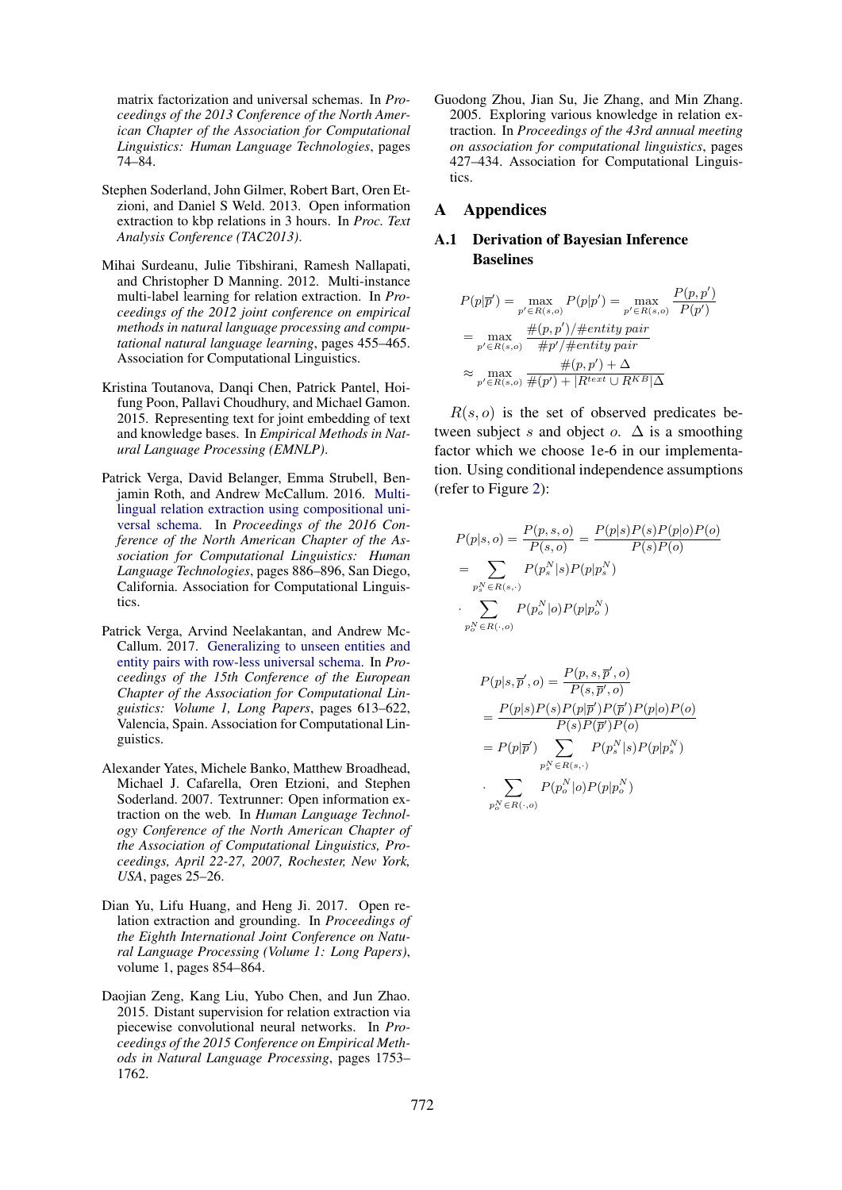matrix factorization and universal schemas. In *Proceedings of the 2013 Conference of the North American Chapter of the Association for Computational Linguistics: Human Language Technologies*, pages 74–84.

Stephen Soderland, John Gilmer, Robert Bart, Oren Etzioni, and Daniel S Weld. 2013. Open information extraction to kbp relations in 3 hours. In *Proc. Text Analysis Conference (TAC2013)*.

Mihai Surdeanu, Julie Tibshirani, Ramesh Nallapati, and Christopher D Manning. 2012. Multi-instance multi-label learning for relation extraction. In *Proceedings of the 2012 joint conference on empirical methods in natural language processing and computational natural language learning*, pages 455–465. Association for Computational Linguistics.

Kristina Toutanova, Danqi Chen, Patrick Pantel, Hoifung Poon, Pallavi Choudhury, and Michael Gamon. 2015. Representing text for joint embedding of text and knowledge bases. In *Empirical Methods in Natural Language Processing (EMNLP)*.

Patrick Verga, David Belanger, Emma Strubell, Benjamin Roth, and Andrew McCallum. 2016. Multilingual relation extraction using compositional universal schema. In *Proceedings of the 2016 Conference of the North American Chapter of the Association for Computational Linguistics: Human Language Technologies*, pages 886–896, San Diego, California. Association for Computational Linguistics.

Patrick Verga, Arvind Neelakantan, and Andrew McCallum. 2017. Generalizing to unseen entities and entity pairs with row-less universal schema. In *Proceedings of the 15th Conference of the European Chapter of the Association for Computational Linguistics: Volume 1, Long Papers*, pages 613–622, Valencia, Spain. Association for Computational Linguistics.

Alexander Yates, Michele Banko, Matthew Broadhead, Michael J. Cafarella, Oren Etzioni, and Stephen Soderland. 2007. Textrunner: Open information extraction on the web. In *Human Language Technology Conference of the North American Chapter of the Association of Computational Linguistics, Proceedings, April 22-27, 2007, Rochester, New York, USA*, pages 25–26.

Dian Yu, Lifu Huang, and Heng Ji. 2017. Open relation extraction and grounding. In *Proceedings of the Eighth International Joint Conference on Natural Language Processing (Volume 1: Long Papers)*, volume 1, pages 854–864.

Daojian Zeng, Kang Liu, Yubo Chen, and Jun Zhao. 2015. Distant supervision for relation extraction via piecewise convolutional neural networks. In *Proceedings of the 2015 Conference on Empirical Methods in Natural Language Processing*, pages 1753–1762.

Guodong Zhou, Jian Su, Jie Zhang, and Min Zhang. 2005. Exploring various knowledge in relation extraction. In *Proceedings of the 43rd annual meeting on association for computational linguistics*, pages 427–434. Association for Computational Linguistics.

# A Appendices

## A.1 Derivation of Bayesian Inference Baselines

$$
\begin{aligned}
P(p|\overline{p}') &= \max_{p' \in R(s,o)} P(p|p') = \max_{p' \in R(s,o)} \frac{P(p,p')}{P(p')} \\
&= \max_{p' \in R(s,o)} \frac{\#(p,p')/\#entity\ pair}{\#p'/\#entity\ pair} \\
&\approx \max_{p' \in R(s,o)} \frac{\#(p,p') + \Delta}{\#(p') + |R^{text} \cup R^{KB}|\Delta}
\end{aligned}
$$

$R(s,o)$ is the set of observed predicates between subject $s$ and object $o$. $\Delta$ is a smoothing factor which we choose 1e-6 in our implementation. Using conditional independence assumptions (refer to Figure 2):

$$
\begin{aligned}
P(p|s,o) &= \frac{P(p,s,o)}{P(s,o)} = \frac{P(p|s)P(s)P(p|o)P(o)}{P(s)P(o)} \\
&= \sum_{p_s^N \in R(s,\cdot)} P(p_s^N|s)P(p|p_s^N) \\
&\cdot \sum_{p_o^N \in R(\cdot,o)} P(p_o^N|o)P(p|p_o^N)
\end{aligned}
$$

$$
\begin{aligned}
P(p|s,\overline{p}',o) &= \frac{P(p,s,\overline{p}',o)}{P(s,\overline{p}',o)} \\
&= \frac{P(p|s)P(s)P(p|\overline{p}')P(\overline{p}')P(p|o)P(o)}{P(s)P(\overline{p}')P(o)} \\
&= P(p|\overline{p}') \sum_{p_s^N \in R(s,\cdot)} P(p_s^N|s)P(p|p_s^N) \\
&\cdot \sum_{p_o^N \in R(\cdot,o)} P(p_o^N|o)P(p|p_o^N)
\end{aligned}
$$